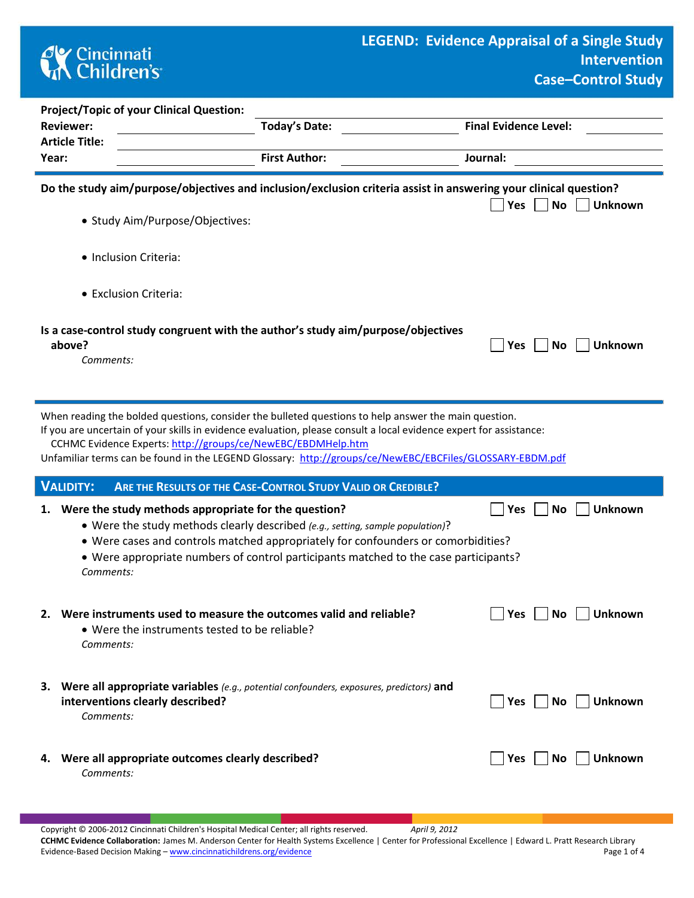Cincinnati Children's

# LEGEND: Evidence Appraisal of a Single Study Intervention Case–Control Study

**Project/Topic of your Clinical Question:** ______________________

**Reviewer:** ______________ **Today's Date:** ______________ **Final Evidence Level:** ______________

**Article Title:** ______________________

**Year:** ______________ **First Author:** ______________ **Journal:** ______________

---

**Do the study aim/purpose/objectives and inclusion/exclusion criteria assist in answering your clinical question?** ☐ Yes ☐ No ☐ Unknown

- Study Aim/Purpose/Objectives:
- Inclusion Criteria:
- Exclusion Criteria:

**Is a case-control study congruent with the author's study aim/purpose/objectives above?** ☐ Yes ☐ No ☐ Unknown

*Comments:*

---

When reading the bolded questions, consider the bulleted questions to help answer the main question.
If you are uncertain of your skills in evidence evaluation, please consult a local evidence expert for assistance:
CCHMC Evidence Experts: http://groups/ce/NewEBC/EBDMHelp.htm
Unfamiliar terms can be found in the LEGEND Glossary: http://groups/ce/NewEBC/EBCFiles/GLOSSARY-EBDM.pdf

## VALIDITY: ARE THE RESULTS OF THE CASE-CONTROL STUDY VALID OR CREDIBLE?

1. **Were the study methods appropriate for the question?** ☐ Yes ☐ No ☐ Unknown
   - Were the study methods clearly described *(e.g., setting, sample population)*?
   - Were cases and controls matched appropriately for confounders or comorbidities?
   - Were appropriate numbers of control participants matched to the case participants?

   *Comments:*

2. **Were instruments used to measure the outcomes valid and reliable?** ☐ Yes ☐ No ☐ Unknown
   - Were the instruments tested to be reliable?

   *Comments:*

3. **Were all appropriate variables** *(e.g., potential confounders, exposures, predictors)* **and interventions clearly described?** ☐ Yes ☐ No ☐ Unknown

   *Comments:*

4. **Were all appropriate outcomes clearly described?** ☐ Yes ☐ No ☐ Unknown

   *Comments:*

---

Copyright © 2006-2012 Cincinnati Children's Hospital Medical Center; all rights reserved. *April 9, 2012*
**CCHMC Evidence Collaboration:** James M. Anderson Center for Health Systems Excellence | Center for Professional Excellence | Edward L. Pratt Research Library
Evidence-Based Decision Making – www.cincinnatichildrens.org/evidence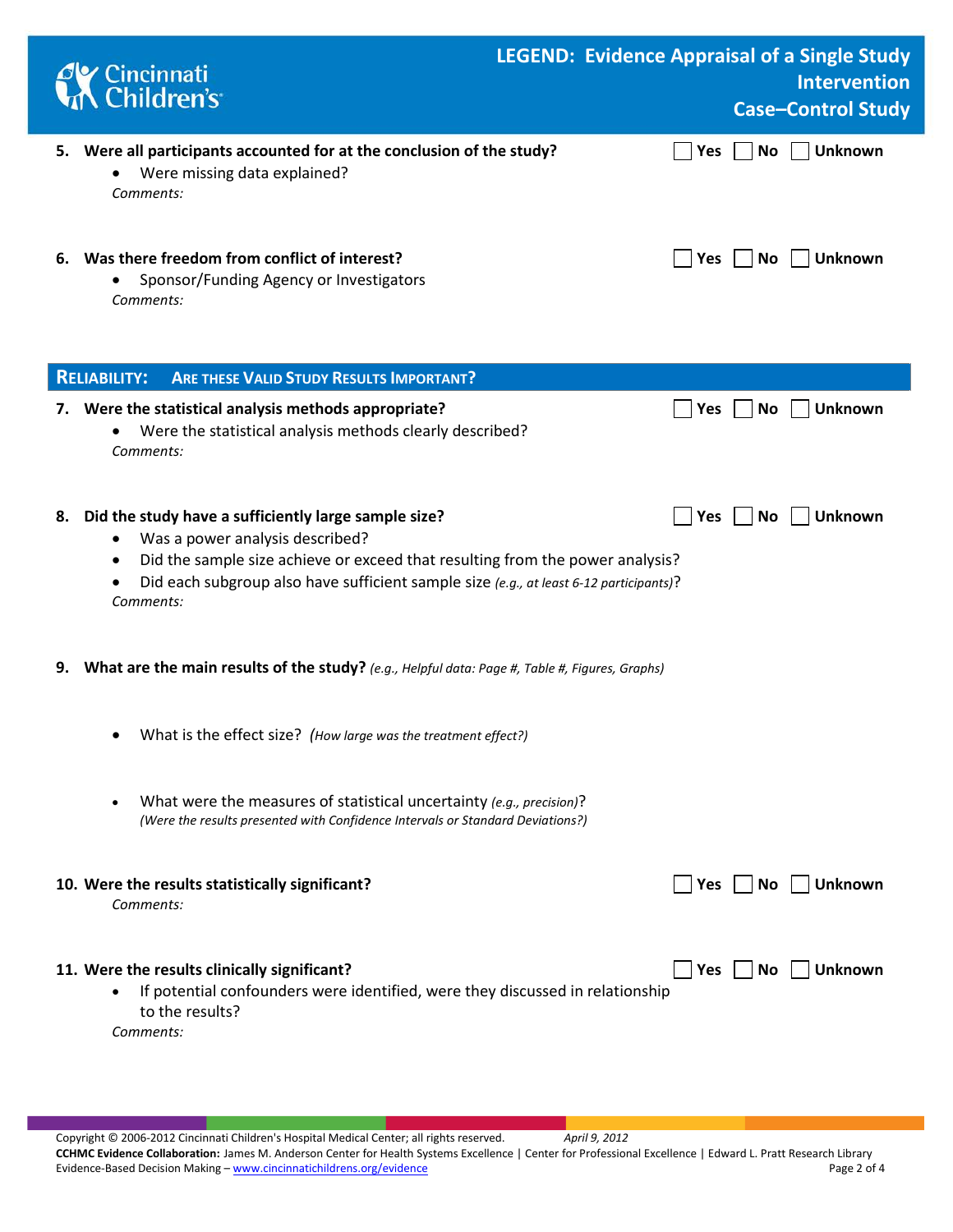5. **Were all participants accounted for at the conclusion of the study?** ☐ Yes ☐ No ☐ Unknown
   - Were missing data explained?

   *Comments:*

6. **Was there freedom from conflict of interest?** ☐ Yes ☐ No ☐ Unknown
   - Sponsor/Funding Agency or Investigators

   *Comments:*

## RELIABILITY: ARE THESE VALID STUDY RESULTS IMPORTANT?

7. **Were the statistical analysis methods appropriate?** ☐ Yes ☐ No ☐ Unknown
   - Were the statistical analysis methods clearly described?

   *Comments:*

8. **Did the study have a sufficiently large sample size?** ☐ Yes ☐ No ☐ Unknown
   - Was a power analysis described?
   - Did the sample size achieve or exceed that resulting from the power analysis?
   - Did each subgroup also have sufficient sample size *(e.g., at least 6-12 participants)*?

   *Comments:*

9. **What are the main results of the study?** *(e.g., Helpful data: Page #, Table #, Figures, Graphs)*

   - What is the effect size? *(How large was the treatment effect?)*

   - What were the measures of statistical uncertainty *(e.g., precision)*?
     *(Were the results presented with Confidence Intervals or Standard Deviations?)*

10. **Were the results statistically significant?** ☐ Yes ☐ No ☐ Unknown

    *Comments:*

11. **Were the results clinically significant?** ☐ Yes ☐ No ☐ Unknown
    - If potential confounders were identified, were they discussed in relationship to the results?

    *Comments:*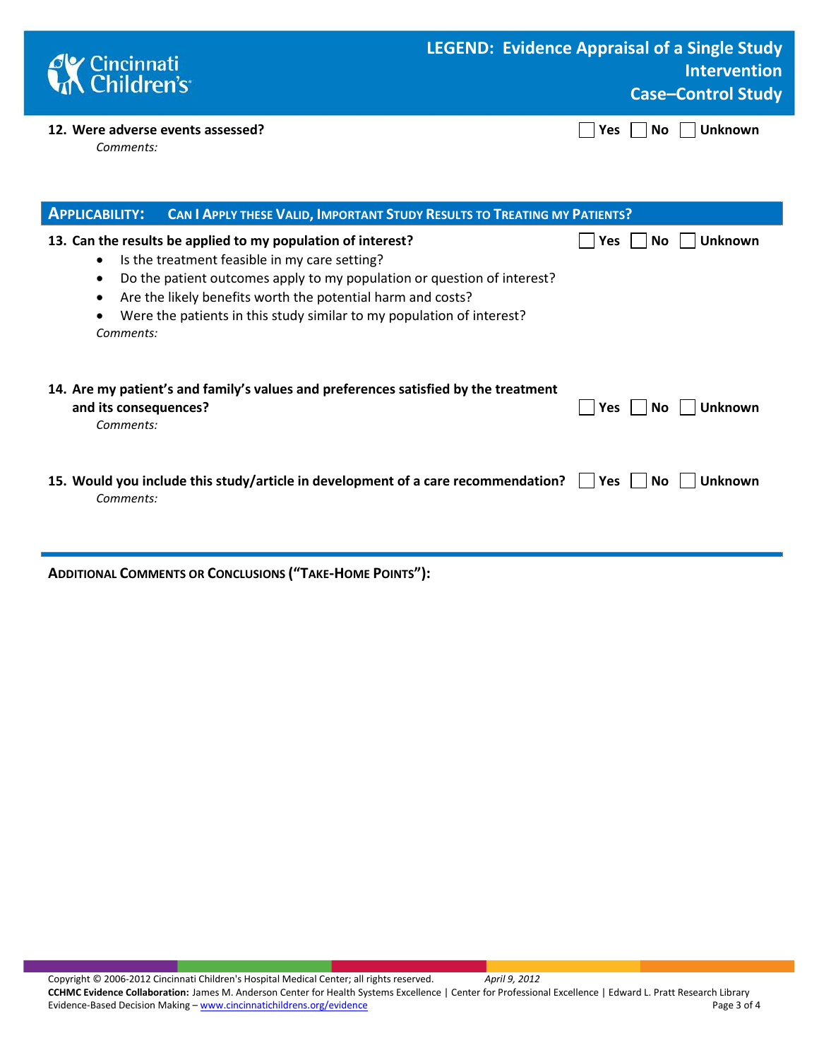**12. Were adverse events assessed?** ☐ Yes ☐ No ☐ Unknown

*Comments:*

## Applicability: Can I Apply these Valid, Important Study Results to Treating my Patients?

**13. Can the results be applied to my population of interest?** ☐ Yes ☐ No ☐ Unknown

- Is the treatment feasible in my care setting?
- Do the patient outcomes apply to my population or question of interest?
- Are the likely benefits worth the potential harm and costs?
- Were the patients in this study similar to my population of interest?

*Comments:*

**14. Are my patient's and family's values and preferences satisfied by the treatment and its consequences?** ☐ Yes ☐ No ☐ Unknown

*Comments:*

**15. Would you include this study/article in development of a care recommendation?** ☐ Yes ☐ No ☐ Unknown

*Comments:*

---

**Additional Comments or Conclusions ("Take-Home Points"):**

Copyright © 2006-2012 Cincinnati Children's Hospital Medical Center; all rights reserved. *April 9, 2012*

**CCHMC Evidence Collaboration:** James M. Anderson Center for Health Systems Excellence | Center for Professional Excellence | Edward L. Pratt Research Library

Evidence-Based Decision Making – www.cincinnatichildrens.org/evidence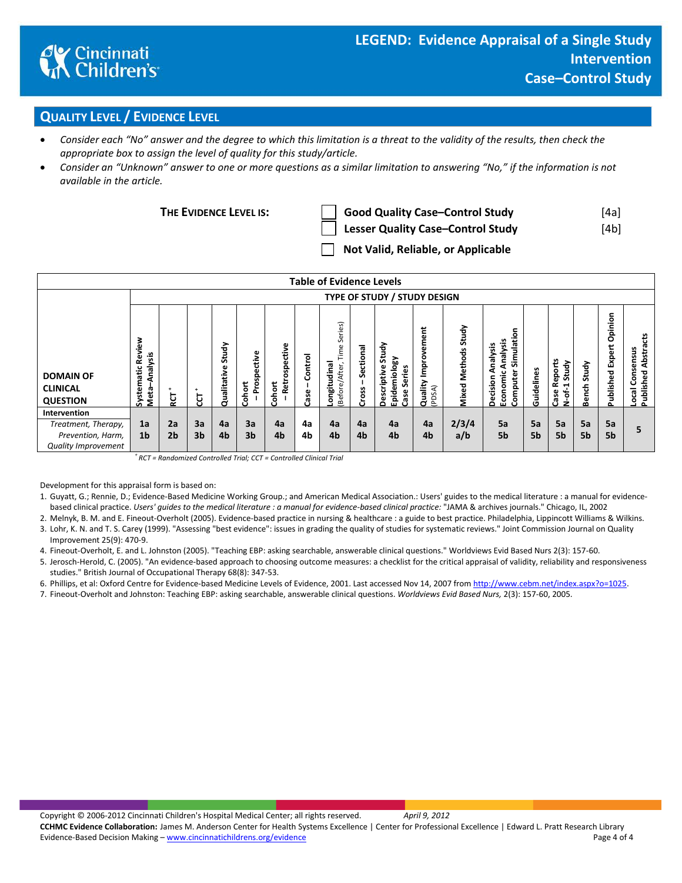# LEGEND: Evidence Appraisal of a Single Study
## Intervention
## Case–Control Study

## Quality Level / Evidence Level

- *Consider each "No" answer and the degree to which this limitation is a threat to the validity of the results, then check the appropriate box to assign the level of quality for this study/article.*
- *Consider an "Unknown" answer to one or more questions as a similar limitation to answering "No," if the information is not available in the article.*

**The Evidence Level is:**

- ☐ **Good Quality Case–Control Study** [4a]
- ☐ **Lesser Quality Case–Control Study** [4b]
- ☐ **Not Valid, Reliable, or Applicable**

**Table of Evidence Levels**

| Domain of Clinical Question | Systematic Review Meta–Analysis | RCT[+] | CCT[+] | Qualitative Study | Cohort – Prospective | Cohort – Retrospective | Case – Control | Longitudinal (Before/After, Time Series) | Cross – Sectional | Descriptive Study Epidemiology Case Series | Quality Improvement (PDSA) | Mixed Methods Study | Decision Analysis Economic Analysis Computer Simulation | Guidelines | Case Reports N-of-1 Study | Bench Study | Published Expert Opinion | Local Consensus Published Abstracts |
|---|---|---|---|---|---|---|---|---|---|---|---|---|---|---|---|---|---|---|
| **Intervention** *Treatment, Therapy, Prevention, Harm, Quality Improvement* | 1a 1b | 2a 2b | 3a 3b | 4a 4b | 3a 3b | 4a 4b | 4a 4b | 4a 4b | 4a 4b | 4a 4b | 4a 4b | 2/3/4 a/b | 5a 5b | 5a 5b | 5a 5b | 5a 5b | 5a 5b | 5 |

*[+] RCT = Randomized Controlled Trial; CCT = Controlled Clinical Trial*

Development for this appraisal form is based on:

1. Guyatt, G.; Rennie, D.; Evidence-Based Medicine Working Group.; and American Medical Association.: Users' guides to the medical literature : a manual for evidence-based clinical practice. *Users' guides to the medical literature : a manual for evidence-based clinical practice:* "JAMA & archives journals." Chicago, IL, 2002
2. Melnyk, B. M. and E. Fineout-Overholt (2005). Evidence-based practice in nursing & healthcare : a guide to best practice. Philadelphia, Lippincott Williams & Wilkins.
3. Lohr, K. N. and T. S. Carey (1999). "Assessing "best evidence": issues in grading the quality of studies for systematic reviews." Joint Commission Journal on Quality Improvement 25(9): 470-9.
4. Fineout-Overholt, E. and L. Johnston (2005). "Teaching EBP: asking searchable, answerable clinical questions." Worldviews Evid Based Nurs 2(3): 157-60.
5. Jerosch-Herold, C. (2005). "An evidence-based approach to choosing outcome measures: a checklist for the critical appraisal of validity, reliability and responsiveness studies." British Journal of Occupational Therapy 68(8): 347-53.
6. Phillips, et al: Oxford Centre for Evidence-based Medicine Levels of Evidence, 2001. Last accessed Nov 14, 2007 from http://www.cebm.net/index.aspx?o=1025.
7. Fineout-Overholt and Johnston: Teaching EBP: asking searchable, answerable clinical questions. *Worldviews Evid Based Nurs,* 2(3): 157-60, 2005.

Copyright © 2006-2012 Cincinnati Children's Hospital Medical Center; all rights reserved. *April 9, 2012*

**CCHMC Evidence Collaboration:** James M. Anderson Center for Health Systems Excellence | Center for Professional Excellence | Edward L. Pratt Research Library

Evidence-Based Decision Making – www.cincinnatichildrens.org/evidence